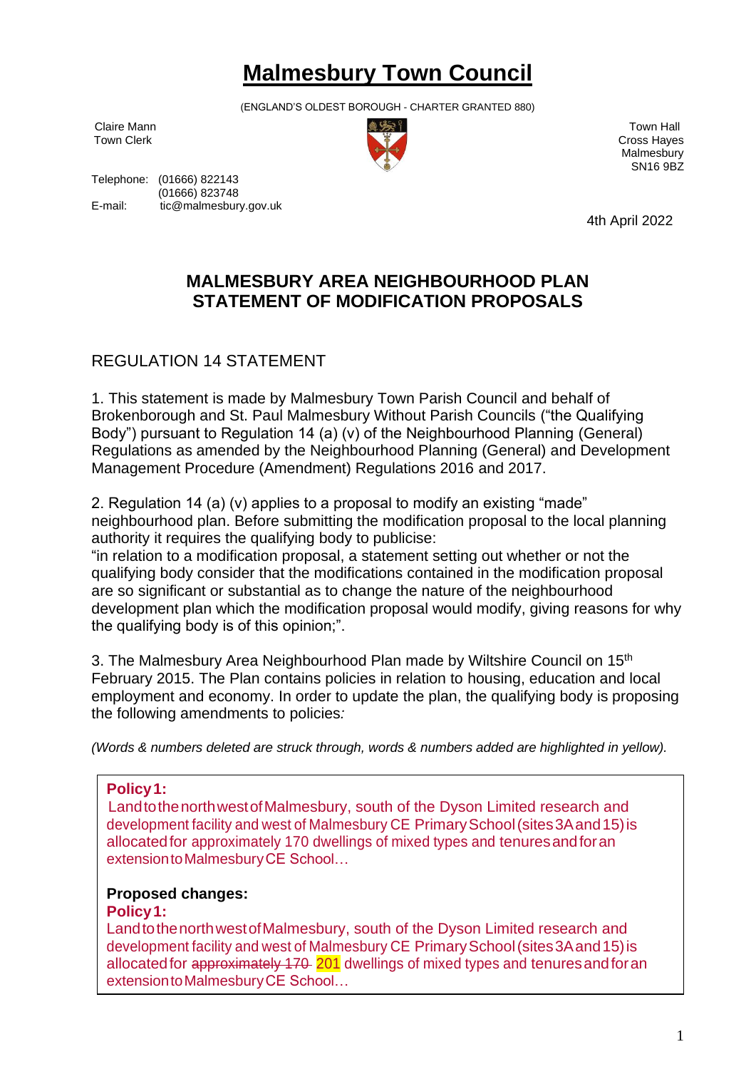# Malmesbury Town Council

(ENGLAND'S OLDEST BOROUGH - CHARTER GRANTED 880)

Claire Mann
Town Clerk

Town Hall
Cross Hayes
Malmesbury
SN16 9BZ

Telephone: (01666) 822143
(01666) 823748
E-mail: tic@malmesbury.gov.uk

4th April 2022

## MALMESBURY AREA NEIGHBOURHOOD PLAN STATEMENT OF MODIFICATION PROPOSALS

### REGULATION 14 STATEMENT

1. This statement is made by Malmesbury Town Parish Council and behalf of Brokenborough and St. Paul Malmesbury Without Parish Councils ("the Qualifying Body") pursuant to Regulation 14 (a) (v) of the Neighbourhood Planning (General) Regulations as amended by the Neighbourhood Planning (General) and Development Management Procedure (Amendment) Regulations 2016 and 2017.

2. Regulation 14 (a) (v) applies to a proposal to modify an existing "made" neighbourhood plan. Before submitting the modification proposal to the local planning authority it requires the qualifying body to publicise:
"in relation to a modification proposal, a statement setting out whether or not the qualifying body consider that the modifications contained in the modification proposal are so significant or substantial as to change the nature of the neighbourhood development plan which the modification proposal would modify, giving reasons for why the qualifying body is of this opinion;".

3. The Malmesbury Area Neighbourhood Plan made by Wiltshire Council on 15th February 2015. The Plan contains policies in relation to housing, education and local employment and economy. In order to update the plan, the qualifying body is proposing the following amendments to policies*:*

*(Words & numbers deleted are struck through, words & numbers added are highlighted in yellow).*

**Policy 1:**
Land to the north west of Malmesbury, south of the Dyson Limited research and development facility and west of Malmesbury CE Primary School (sites 3A and 15) is allocated for approximately 170 dwellings of mixed types and tenures and for an extension to Malmesbury CE School…

**Proposed changes:**
**Policy 1:**
Land to the north west of Malmesbury, south of the Dyson Limited research and development facility and west of Malmesbury CE Primary School (sites 3A and 15) is allocated for ~~approximately 170~~ 201 dwellings of mixed types and tenures and for an extension to Malmesbury CE School…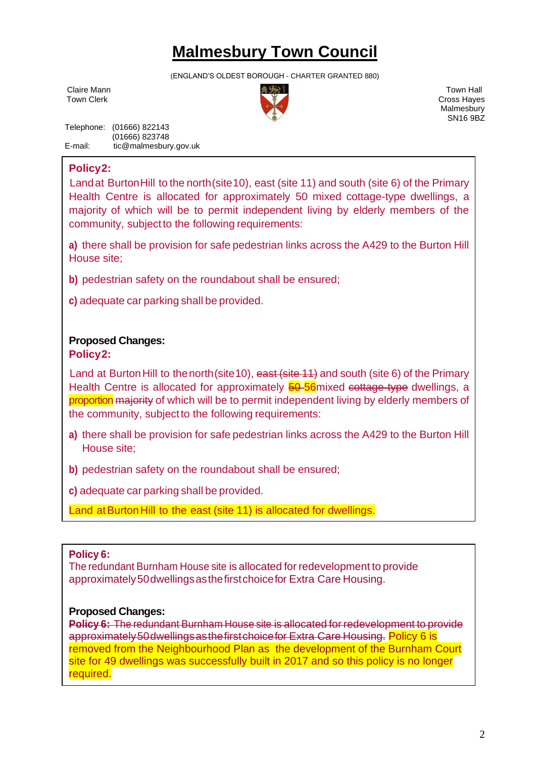# Malmesbury Town Council

(ENGLAND'S OLDEST BOROUGH - CHARTER GRANTED 880)

Claire Mann
Town Clerk

Town Hall
Cross Hayes
Malmesbury
SN16 9BZ

Telephone: (01666) 822143
(01666) 823748
E-mail: tic@malmesbury.gov.uk

**Policy2:**

Land at Burton Hill to the north (site 10), east (site 11) and south (site 6) of the Primary Health Centre is allocated for approximately 50 mixed cottage-type dwellings, a majority of which will be to permit independent living by elderly members of the community, subject to the following requirements:

**a)** there shall be provision for safe pedestrian links across the A429 to the Burton Hill House site;

**b)** pedestrian safety on the roundabout shall be ensured;

**c)** adequate car parking shall be provided.

**Proposed Changes:**

**Policy2:**

Land at Burton Hill to the north (site 10), ~~east (site 11)~~ and south (site 6) of the Primary Health Centre is allocated for approximately ~~50~~ 56 mixed ~~cottage-type~~ dwellings, a proportion ~~majority~~ of which will be to permit independent living by elderly members of the community, subject to the following requirements:

**a)** there shall be provision for safe pedestrian links across the A429 to the Burton Hill House site;

**b)** pedestrian safety on the roundabout shall be ensured;

**c)** adequate car parking shall be provided.

Land at Burton Hill to the east (site 11) is allocated for dwellings.

**Policy 6:**

The redundant Burnham House site is allocated for redevelopment to provide approximately 50 dwellings as the first choice for Extra Care Housing.

**Proposed Changes:**

~~**Policy 6:** The redundant Burnham House site is allocated for redevelopment to provide approximately 50 dwellings as the first choice for Extra Care Housing.~~ Policy 6 is removed from the Neighbourhood Plan as the development of the Burnham Court site for 49 dwellings was successfully built in 2017 and so this policy is no longer required.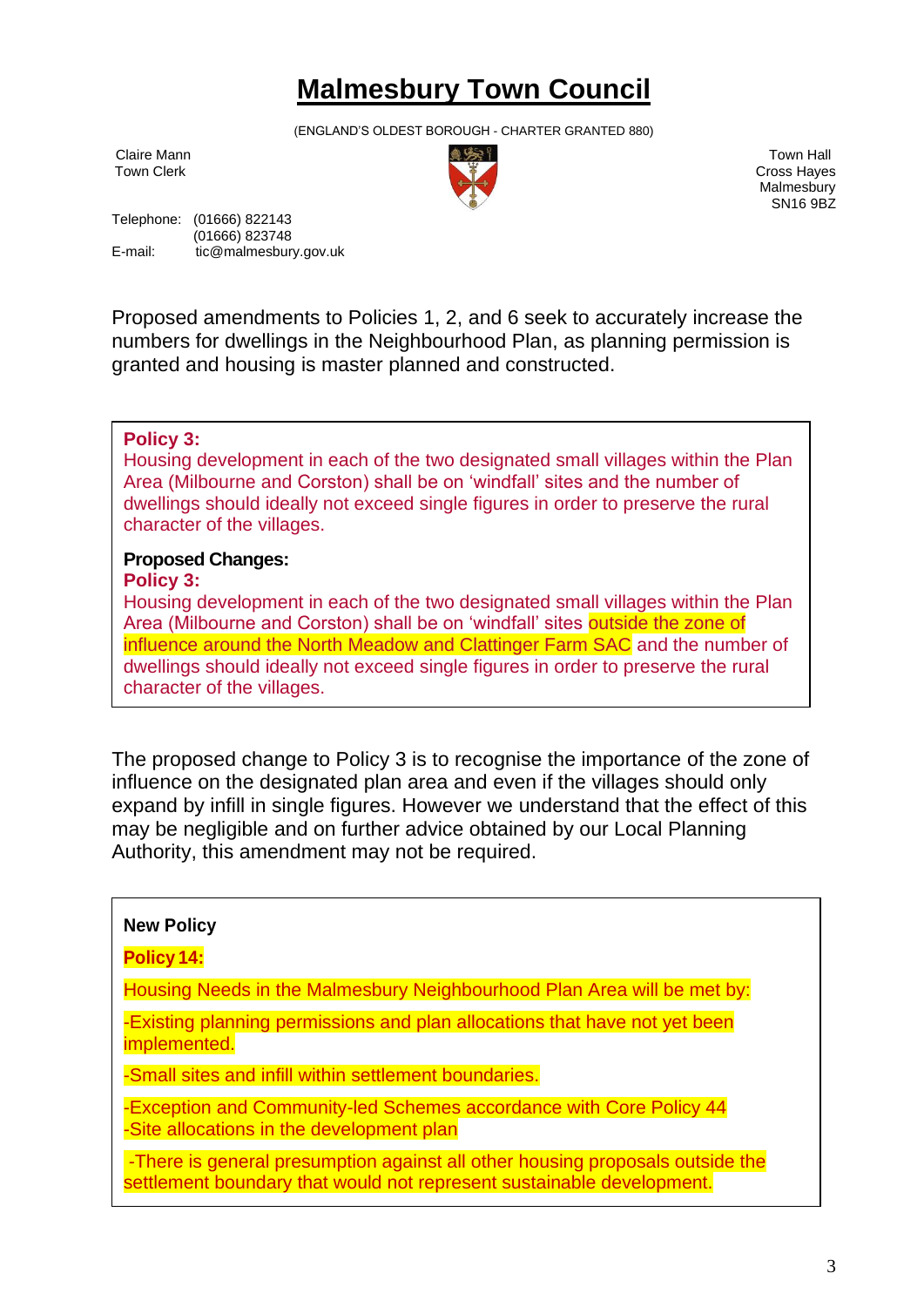# Malmesbury Town Council

(ENGLAND'S OLDEST BOROUGH - CHARTER GRANTED 880)

Claire Mann
Town Clerk

Town Hall
Cross Hayes
Malmesbury
SN16 9BZ

Telephone: (01666) 822143
(01666) 823748
E-mail: tic@malmesbury.gov.uk

Proposed amendments to Policies 1, 2, and 6 seek to accurately increase the numbers for dwellings in the Neighbourhood Plan, as planning permission is granted and housing is master planned and constructed.

**Policy 3:**
Housing development in each of the two designated small villages within the Plan Area (Milbourne and Corston) shall be on 'windfall' sites and the number of dwellings should ideally not exceed single figures in order to preserve the rural character of the villages.

**Proposed Changes:**
**Policy 3:**
Housing development in each of the two designated small villages within the Plan Area (Milbourne and Corston) shall be on 'windfall' sites outside the zone of influence around the North Meadow and Clattinger Farm SAC and the number of dwellings should ideally not exceed single figures in order to preserve the rural character of the villages.

The proposed change to Policy 3 is to recognise the importance of the zone of influence on the designated plan area and even if the villages should only expand by infill in single figures. However we understand that the effect of this may be negligible and on further advice obtained by our Local Planning Authority, this amendment may not be required.

**New Policy**

**Policy 14:**

Housing Needs in the Malmesbury Neighbourhood Plan Area will be met by:

-Existing planning permissions and plan allocations that have not yet been implemented.

-Small sites and infill within settlement boundaries.

-Exception and Community-led Schemes accordance with Core Policy 44
-Site allocations in the development plan

-There is general presumption against all other housing proposals outside the settlement boundary that would not represent sustainable development.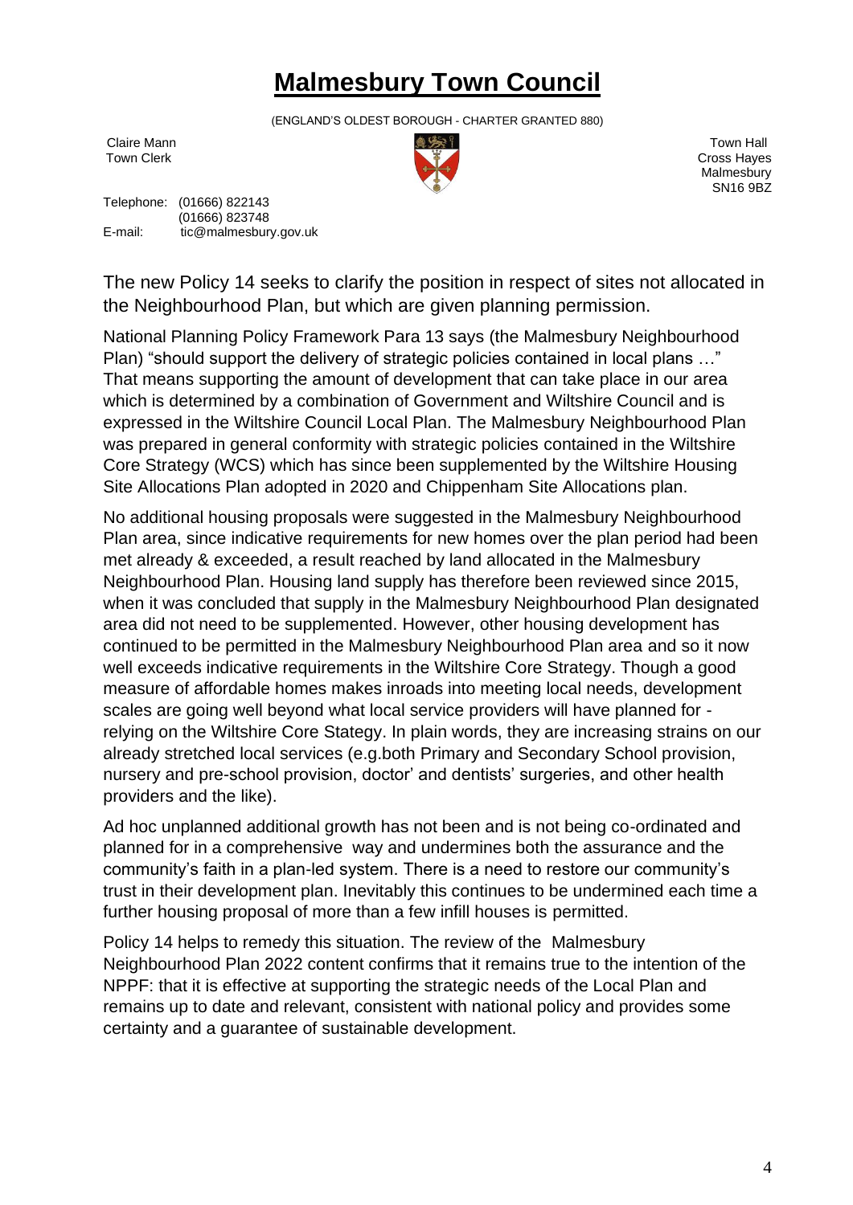# Malmesbury Town Council

(ENGLAND'S OLDEST BOROUGH - CHARTER GRANTED 880)

Claire Mann
Town Clerk

Town Hall
Cross Hayes
Malmesbury
SN16 9BZ

Telephone: (01666) 822143
(01666) 823748
E-mail: tic@malmesbury.gov.uk

The new Policy 14 seeks to clarify the position in respect of sites not allocated in the Neighbourhood Plan, but which are given planning permission.

National Planning Policy Framework Para 13 says (the Malmesbury Neighbourhood Plan) "should support the delivery of strategic policies contained in local plans …" That means supporting the amount of development that can take place in our area which is determined by a combination of Government and Wiltshire Council and is expressed in the Wiltshire Council Local Plan. The Malmesbury Neighbourhood Plan was prepared in general conformity with strategic policies contained in the Wiltshire Core Strategy (WCS) which has since been supplemented by the Wiltshire Housing Site Allocations Plan adopted in 2020 and Chippenham Site Allocations plan.

No additional housing proposals were suggested in the Malmesbury Neighbourhood Plan area, since indicative requirements for new homes over the plan period had been met already & exceeded, a result reached by land allocated in the Malmesbury Neighbourhood Plan. Housing land supply has therefore been reviewed since 2015, when it was concluded that supply in the Malmesbury Neighbourhood Plan designated area did not need to be supplemented. However, other housing development has continued to be permitted in the Malmesbury Neighbourhood Plan area and so it now well exceeds indicative requirements in the Wiltshire Core Strategy. Though a good measure of affordable homes makes inroads into meeting local needs, development scales are going well beyond what local service providers will have planned for - relying on the Wiltshire Core Stategy. In plain words, they are increasing strains on our already stretched local services (e.g.both Primary and Secondary School provision, nursery and pre-school provision, doctor' and dentists' surgeries, and other health providers and the like).

Ad hoc unplanned additional growth has not been and is not being co-ordinated and planned for in a comprehensive way and undermines both the assurance and the community's faith in a plan-led system. There is a need to restore our community's trust in their development plan. Inevitably this continues to be undermined each time a further housing proposal of more than a few infill houses is permitted.

Policy 14 helps to remedy this situation. The review of the Malmesbury Neighbourhood Plan 2022 content confirms that it remains true to the intention of the NPPF: that it is effective at supporting the strategic needs of the Local Plan and remains up to date and relevant, consistent with national policy and provides some certainty and a guarantee of sustainable development.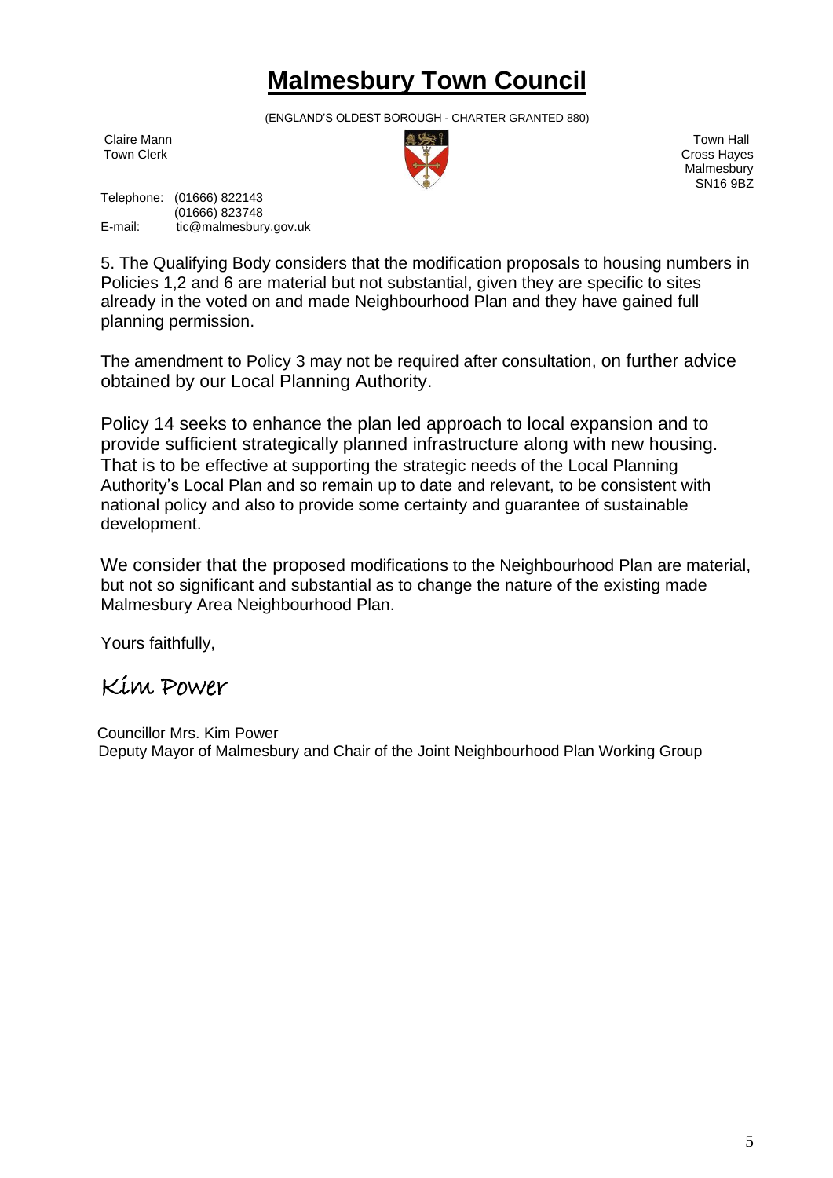# Malmesbury Town Council

(ENGLAND'S OLDEST BOROUGH - CHARTER GRANTED 880)

Claire Mann
Town Clerk

Town Hall
Cross Hayes
Malmesbury
SN16 9BZ

Telephone: (01666) 822143
(01666) 823748
E-mail: tic@malmesbury.gov.uk

5. The Qualifying Body considers that the modification proposals to housing numbers in Policies 1,2 and 6 are material but not substantial, given they are specific to sites already in the voted on and made Neighbourhood Plan and they have gained full planning permission.

The amendment to Policy 3 may not be required after consultation, on further advice obtained by our Local Planning Authority.

Policy 14 seeks to enhance the plan led approach to local expansion and to provide sufficient strategically planned infrastructure along with new housing. That is to be effective at supporting the strategic needs of the Local Planning Authority's Local Plan and so remain up to date and relevant, to be consistent with national policy and also to provide some certainty and guarantee of sustainable development.

We consider that the proposed modifications to the Neighbourhood Plan are material, but not so significant and substantial as to change the nature of the existing made Malmesbury Area Neighbourhood Plan.

Yours faithfully,

Kim Power

Councillor Mrs. Kim Power
Deputy Mayor of Malmesbury and Chair of the Joint Neighbourhood Plan Working Group